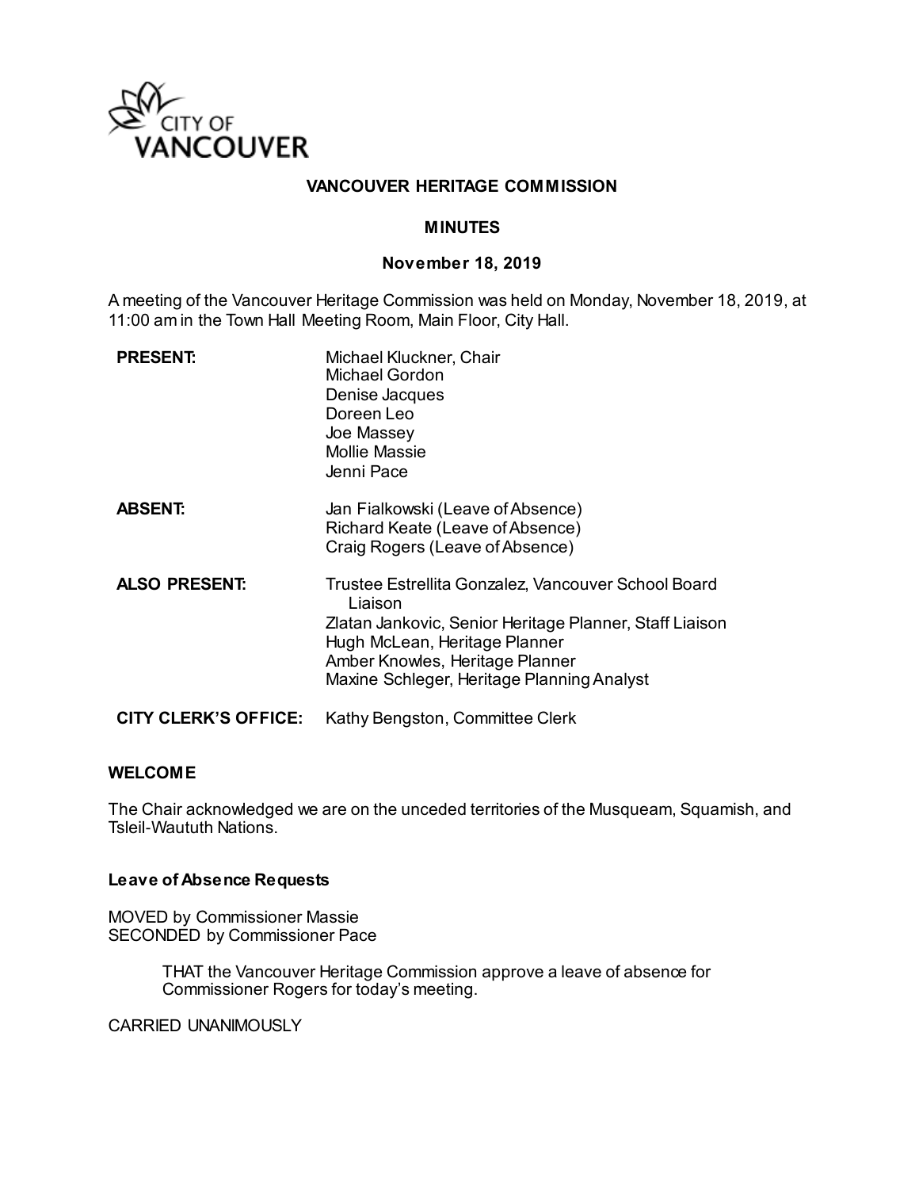CITY OF VANCOUVER

# VANCOUVER HERITAGE COMMISSION

## MINUTES

### November 18, 2019

A meeting of the Vancouver Heritage Commission was held on Monday, November 18, 2019, at 11:00 am in the Town Hall Meeting Room, Main Floor, City Hall.

| | |
|---|---|
| **PRESENT:** | Michael Kluckner, Chair<br>Michael Gordon<br>Denise Jacques<br>Doreen Leo<br>Joe Massey<br>Mollie Massie<br>Jenni Pace |
| **ABSENT:** | Jan Fialkowski (Leave of Absence)<br>Richard Keate (Leave of Absence)<br>Craig Rogers (Leave of Absence) |
| **ALSO PRESENT:** | Trustee Estrellita Gonzalez, Vancouver School Board Liaison<br>Zlatan Jankovic, Senior Heritage Planner, Staff Liaison<br>Hugh McLean, Heritage Planner<br>Amber Knowles, Heritage Planner<br>Maxine Schleger, Heritage Planning Analyst |
| **CITY CLERK'S OFFICE:** | Kathy Bengston, Committee Clerk |

**WELCOME**

The Chair acknowledged we are on the unceded territories of the Musqueam, Squamish, and Tsleil-Waututh Nations.

**Leave of Absence Requests**

MOVED by Commissioner Massie
SECONDED by Commissioner Pace

> THAT the Vancouver Heritage Commission approve a leave of absence for Commissioner Rogers for today's meeting.

CARRIED UNANIMOUSLY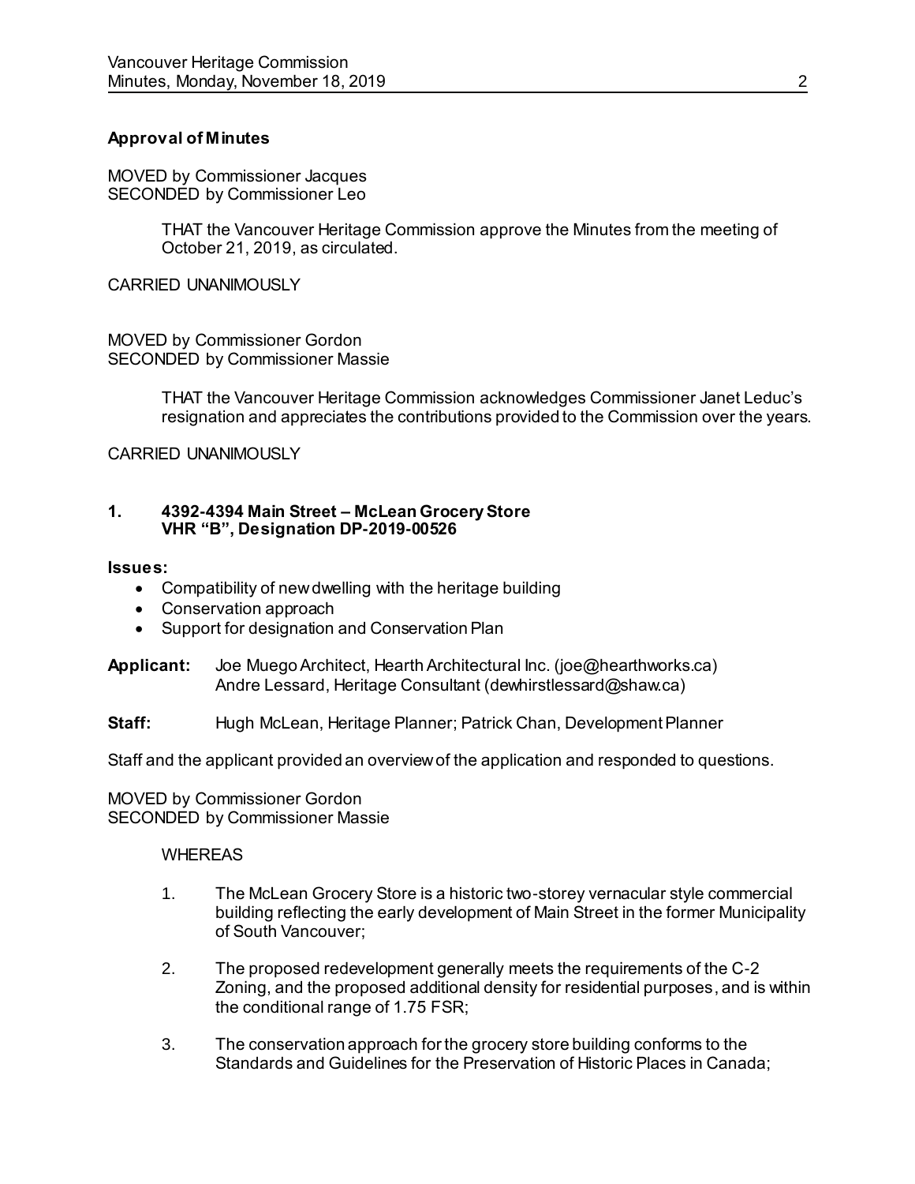**Approval of Minutes**

MOVED by Commissioner Jacques
SECONDED by Commissioner Leo

> THAT the Vancouver Heritage Commission approve the Minutes from the meeting of October 21, 2019, as circulated.

CARRIED UNANIMOUSLY

MOVED by Commissioner Gordon
SECONDED by Commissioner Massie

> THAT the Vancouver Heritage Commission acknowledges Commissioner Janet Leduc's resignation and appreciates the contributions provided to the Commission over the years.

CARRIED UNANIMOUSLY

**1. 4392-4394 Main Street – McLean Grocery Store**
**VHR "B", Designation DP-2019-00526**

**Issues:**

- Compatibility of new dwelling with the heritage building
- Conservation approach
- Support for designation and Conservation Plan

**Applicant:** Joe Muego Architect, Hearth Architectural Inc. (joe@hearthworks.ca)
Andre Lessard, Heritage Consultant (dewhirstlessard@shaw.ca)

**Staff:** Hugh McLean, Heritage Planner; Patrick Chan, Development Planner

Staff and the applicant provided an overview of the application and responded to questions.

MOVED by Commissioner Gordon
SECONDED by Commissioner Massie

WHEREAS

1. The McLean Grocery Store is a historic two-storey vernacular style commercial building reflecting the early development of Main Street in the former Municipality of South Vancouver;

2. The proposed redevelopment generally meets the requirements of the C-2 Zoning, and the proposed additional density for residential purposes, and is within the conditional range of 1.75 FSR;

3. The conservation approach for the grocery store building conforms to the Standards and Guidelines for the Preservation of Historic Places in Canada;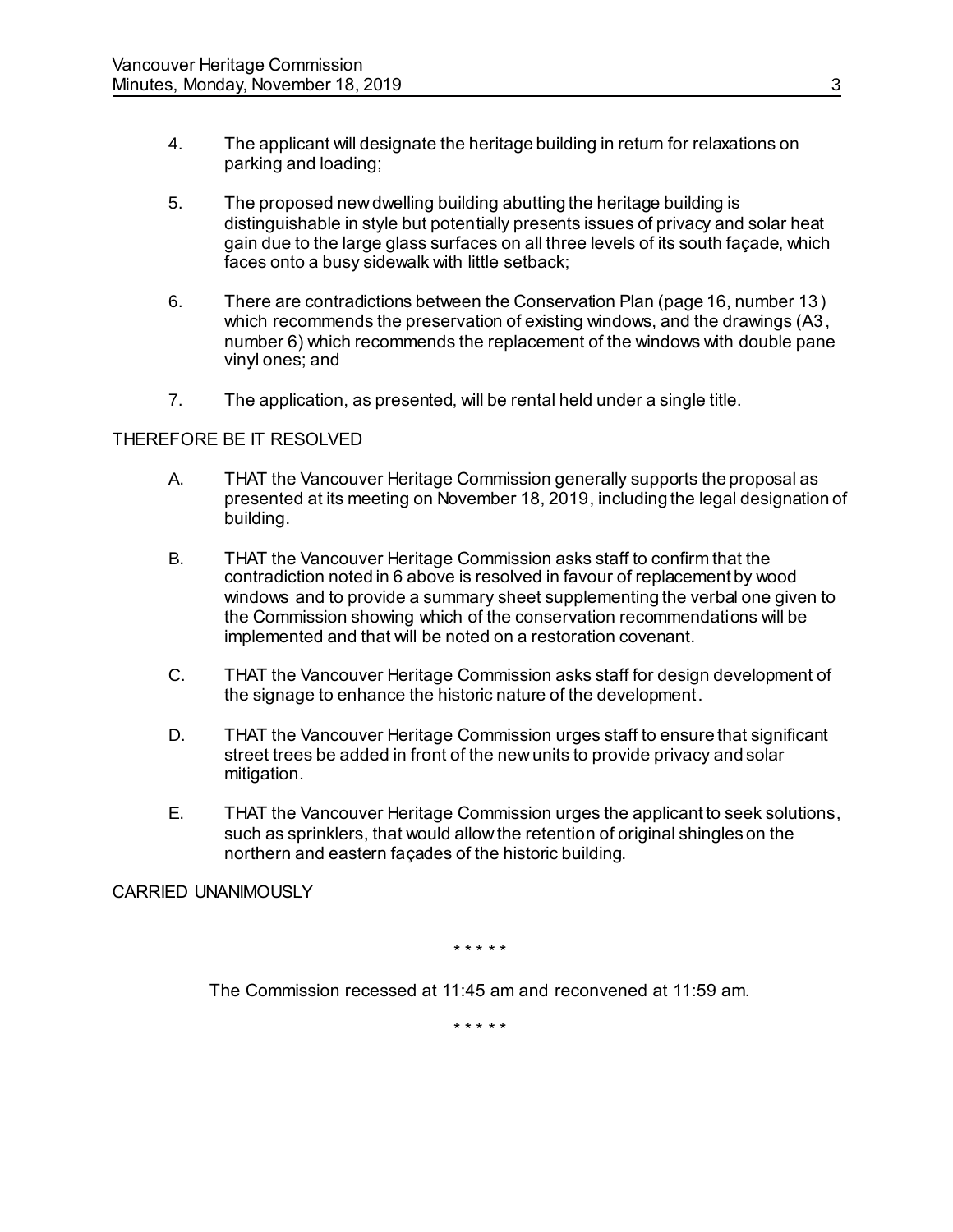4. The applicant will designate the heritage building in return for relaxations on parking and loading;

5. The proposed new dwelling building abutting the heritage building is distinguishable in style but potentially presents issues of privacy and solar heat gain due to the large glass surfaces on all three levels of its south façade, which faces onto a busy sidewalk with little setback;

6. There are contradictions between the Conservation Plan (page 16, number 13) which recommends the preservation of existing windows, and the drawings (A3, number 6) which recommends the replacement of the windows with double pane vinyl ones; and

7. The application, as presented, will be rental held under a single title.

THEREFORE BE IT RESOLVED

A. THAT the Vancouver Heritage Commission generally supports the proposal as presented at its meeting on November 18, 2019, including the legal designation of building.

B. THAT the Vancouver Heritage Commission asks staff to confirm that the contradiction noted in 6 above is resolved in favour of replacement by wood windows and to provide a summary sheet supplementing the verbal one given to the Commission showing which of the conservation recommendations will be implemented and that will be noted on a restoration covenant.

C. THAT the Vancouver Heritage Commission asks staff for design development of the signage to enhance the historic nature of the development.

D. THAT the Vancouver Heritage Commission urges staff to ensure that significant street trees be added in front of the new units to provide privacy and solar mitigation.

E. THAT the Vancouver Heritage Commission urges the applicant to seek solutions, such as sprinklers, that would allow the retention of original shingles on the northern and eastern façades of the historic building.

CARRIED UNANIMOUSLY

\* \* \* \* \*

The Commission recessed at 11:45 am and reconvened at 11:59 am.

\* \* \* \* \*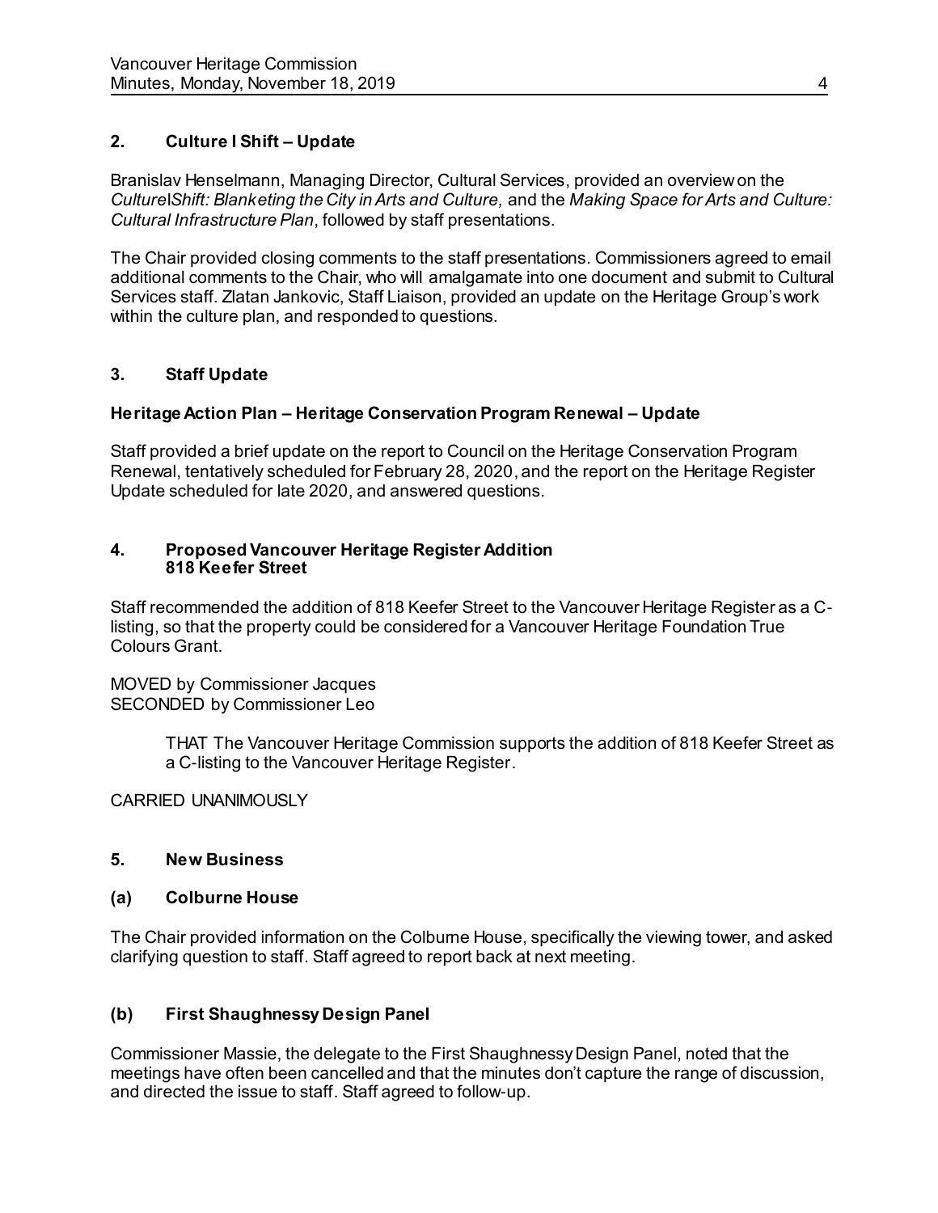## 2. Culture I Shift – Update

Branislav Henselmann, Managing Director, Cultural Services, provided an overview on the *Culture|Shift: Blanketing the City in Arts and Culture,* and the *Making Space for Arts and Culture: Cultural Infrastructure Plan*, followed by staff presentations.

The Chair provided closing comments to the staff presentations. Commissioners agreed to email additional comments to the Chair, who will amalgamate into one document and submit to Cultural Services staff. Zlatan Jankovic, Staff Liaison, provided an update on the Heritage Group's work within the culture plan, and responded to questions.

## 3. Staff Update

### Heritage Action Plan – Heritage Conservation Program Renewal – Update

Staff provided a brief update on the report to Council on the Heritage Conservation Program Renewal, tentatively scheduled for February 28, 2020, and the report on the Heritage Register Update scheduled for late 2020, and answered questions.

## 4. Proposed Vancouver Heritage Register Addition 818 Keefer Street

Staff recommended the addition of 818 Keefer Street to the Vancouver Heritage Register as a C-listing, so that the property could be considered for a Vancouver Heritage Foundation True Colours Grant.

MOVED by Commissioner Jacques
SECONDED by Commissioner Leo

> THAT The Vancouver Heritage Commission supports the addition of 818 Keefer Street as a C-listing to the Vancouver Heritage Register.

CARRIED UNANIMOUSLY

## 5. New Business

### (a) Colburne House

The Chair provided information on the Colburne House, specifically the viewing tower, and asked clarifying question to staff. Staff agreed to report back at next meeting.

### (b) First Shaughnessy Design Panel

Commissioner Massie, the delegate to the First Shaughnessy Design Panel, noted that the meetings have often been cancelled and that the minutes don't capture the range of discussion, and directed the issue to staff. Staff agreed to follow-up.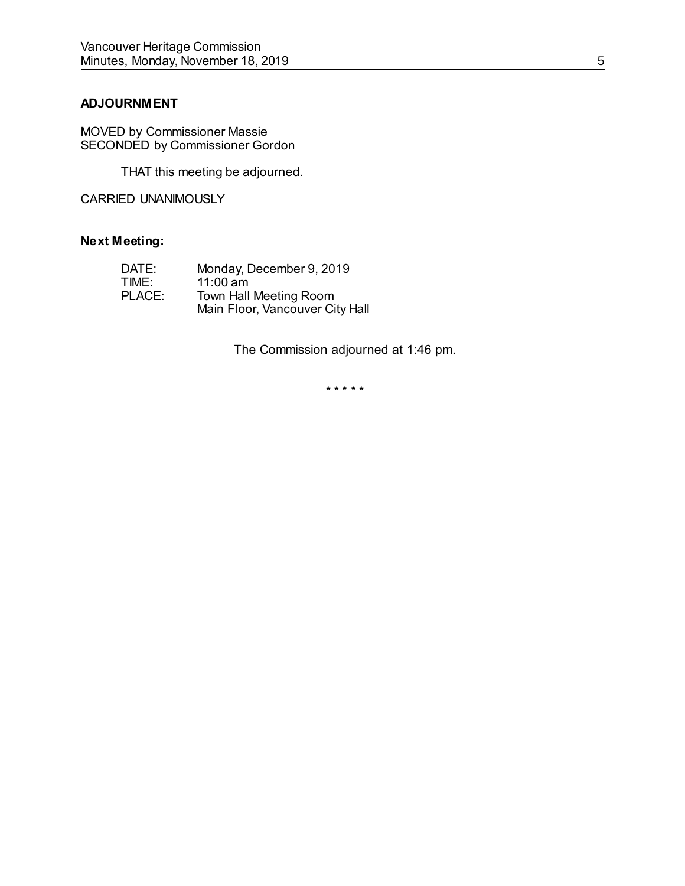**ADJOURNMENT**

MOVED by Commissioner Massie
SECONDED by Commissioner Gordon

THAT this meeting be adjourned.

CARRIED UNANIMOUSLY

**Next Meeting:**

| | |
|---|---|
| DATE: | Monday, December 9, 2019 |
| TIME: | 11:00 am |
| PLACE: | Town Hall Meeting Room<br>Main Floor, Vancouver City Hall |

The Commission adjourned at 1:46 pm.

\* \* \* \* \*